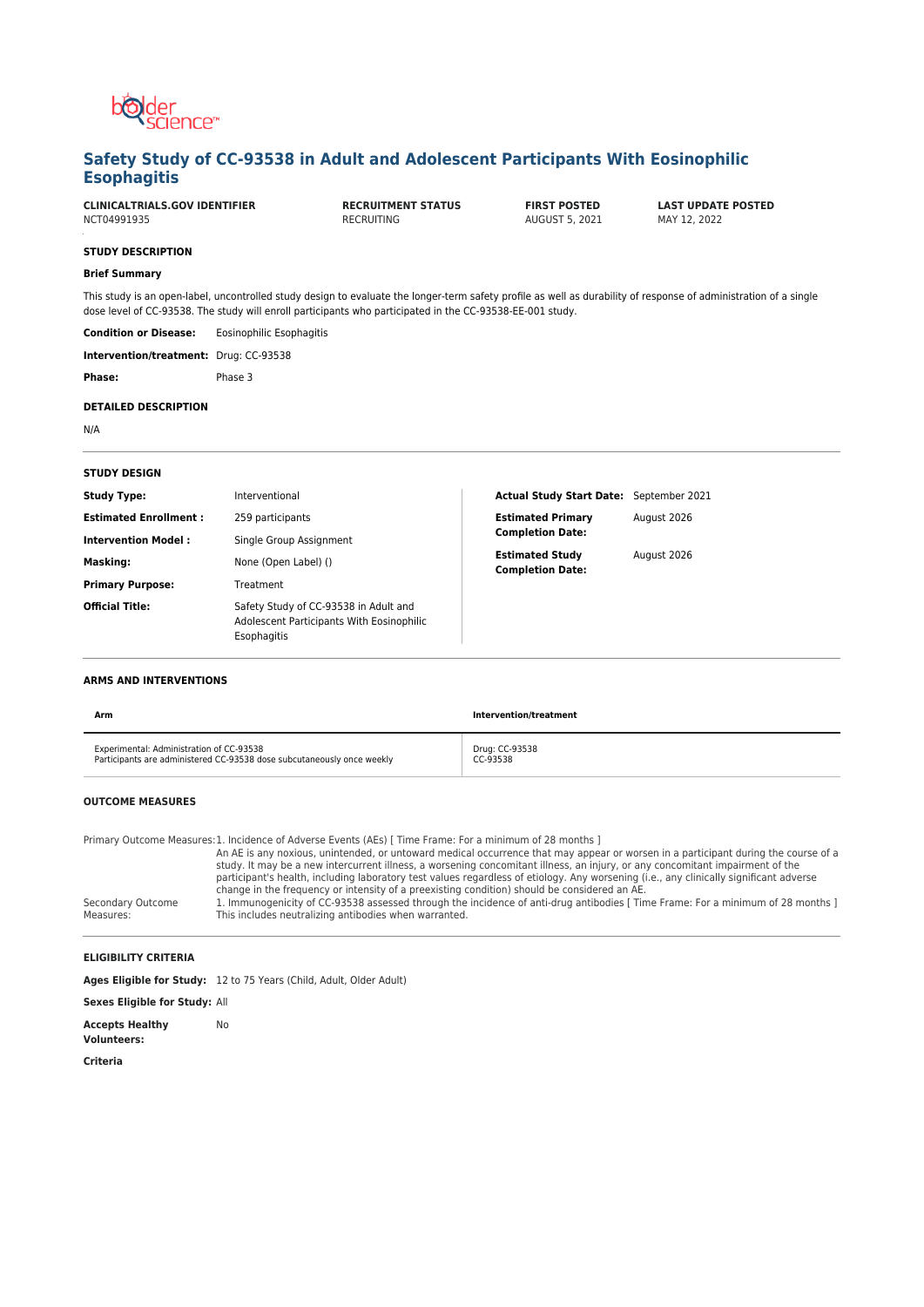# Safety Study of CC-93538 in Adult and Adolescent Participants With Eosinophilic Esophagitis

| CLINICALTRIALS.GOV IDENTIFIER | RECRUITMENT STATUS | FIRST POSTED | LAST UPDATE POSTED |
|---|---|---|---|
| NCT04991935 | RECRUITING | AUGUST 5, 2021 | MAY 12, 2022 |

## STUDY DESCRIPTION

### Brief Summary

This study is an open-label, uncontrolled study design to evaluate the longer-term safety profile as well as durability of response of administration of a single dose level of CC-93538. The study will enroll participants who participated in the CC-93538-EE-001 study.

**Condition or Disease:** Eosinophilic Esophagitis

**Intervention/treatment:** Drug: CC-93538

**Phase:** Phase 3

## DETAILED DESCRIPTION

N/A

## STUDY DESIGN

| | |
|---|---|
| **Study Type:** | Interventional |
| **Estimated Enrollment :** | 259 participants |
| **Intervention Model :** | Single Group Assignment |
| **Masking:** | None (Open Label) () |
| **Primary Purpose:** | Treatment |
| **Official Title:** | Safety Study of CC-93538 in Adult and Adolescent Participants With Eosinophilic Esophagitis |
| **Actual Study Start Date:** | September 2021 |
| **Estimated Primary Completion Date:** | August 2026 |
| **Estimated Study Completion Date:** | August 2026 |

## ARMS AND INTERVENTIONS

| Arm | Intervention/treatment |
|---|---|
| Experimental: Administration of CC-93538<br>Participants are administered CC-93538 dose subcutaneously once weekly | Drug: CC-93538<br>CC-93538 |

## OUTCOME MEASURES

**Primary Outcome Measures:** 1. Incidence of Adverse Events (AEs) [ Time Frame: For a minimum of 28 months ]
An AE is any noxious, unintended, or untoward medical occurrence that may appear or worsen in a participant during the course of a study. It may be a new intercurrent illness, a worsening concomitant illness, an injury, or any concomitant impairment of the participant's health, including laboratory test values regardless of etiology. Any worsening (i.e., any clinically significant adverse change in the frequency or intensity of a preexisting condition) should be considered an AE.

**Secondary Outcome Measures:** 1. Immunogenicity of CC-93538 assessed through the incidence of anti-drug antibodies [ Time Frame: For a minimum of 28 months ]
This includes neutralizing antibodies when warranted.

## ELIGIBILITY CRITERIA

**Ages Eligible for Study:** 12 to 75 Years (Child, Adult, Older Adult)

**Sexes Eligible for Study:** All

**Accepts Healthy Volunteers:** No

**Criteria**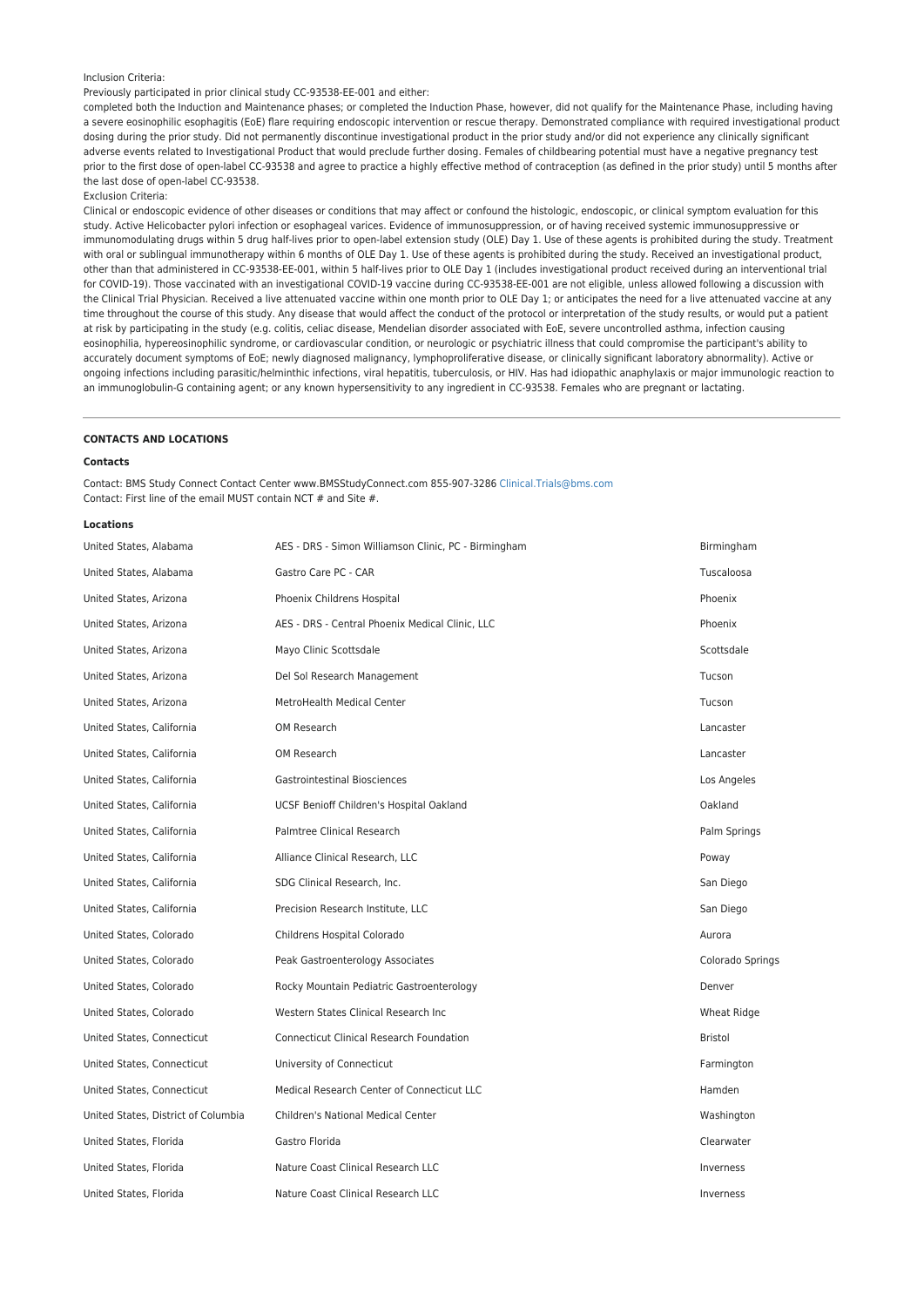Inclusion Criteria:

Previously participated in prior clinical study CC-93538-EE-001 and either:

completed both the Induction and Maintenance phases; or completed the Induction Phase, however, did not qualify for the Maintenance Phase, including having a severe eosinophilic esophagitis (EoE) flare requiring endoscopic intervention or rescue therapy. Demonstrated compliance with required investigational product dosing during the prior study. Did not permanently discontinue investigational product in the prior study and/or did not experience any clinically significant adverse events related to Investigational Product that would preclude further dosing. Females of childbearing potential must have a negative pregnancy test prior to the first dose of open-label CC-93538 and agree to practice a highly effective method of contraception (as defined in the prior study) until 5 months after the last dose of open-label CC-93538.

Exclusion Criteria:

Clinical or endoscopic evidence of other diseases or conditions that may affect or confound the histologic, endoscopic, or clinical symptom evaluation for this study. Active Helicobacter pylori infection or esophageal varices. Evidence of immunosuppression, or of having received systemic immunosuppressive or immunomodulating drugs within 5 drug half-lives prior to open-label extension study (OLE) Day 1. Use of these agents is prohibited during the study. Treatment with oral or sublingual immunotherapy within 6 months of OLE Day 1. Use of these agents is prohibited during the study. Received an investigational product, other than that administered in CC-93538-EE-001, within 5 half-lives prior to OLE Day 1 (includes investigational product received during an interventional trial for COVID-19). Those vaccinated with an investigational COVID-19 vaccine during CC-93538-EE-001 are not eligible, unless allowed following a discussion with the Clinical Trial Physician. Received a live attenuated vaccine within one month prior to OLE Day 1; or anticipates the need for a live attenuated vaccine at any time throughout the course of this study. Any disease that would affect the conduct of the protocol or interpretation of the study results, or would put a patient at risk by participating in the study (e.g. colitis, celiac disease, Mendelian disorder associated with EoE, severe uncontrolled asthma, infection causing eosinophilia, hypereosinophilic syndrome, or cardiovascular condition, or neurologic or psychiatric illness that could compromise the participant's ability to accurately document symptoms of EoE; newly diagnosed malignancy, lymphoproliferative disease, or clinically significant laboratory abnormality). Active or ongoing infections including parasitic/helminthic infections, viral hepatitis, tuberculosis, or HIV. Has had idiopathic anaphylaxis or major immunologic reaction to an immunoglobulin-G containing agent; or any known hypersensitivity to any ingredient in CC-93538. Females who are pregnant or lactating.

---

**CONTACTS AND LOCATIONS**

**Contacts**

Contact: BMS Study Connect Contact Center www.BMSStudyConnect.com 855-907-3286 Clinical.Trials@bms.com

Contact: First line of the email MUST contain NCT # and Site #.

**Locations**

| | | |
|---|---|---|
| United States, Alabama | AES - DRS - Simon Williamson Clinic, PC - Birmingham | Birmingham |
| United States, Alabama | Gastro Care PC - CAR | Tuscaloosa |
| United States, Arizona | Phoenix Childrens Hospital | Phoenix |
| United States, Arizona | AES - DRS - Central Phoenix Medical Clinic, LLC | Phoenix |
| United States, Arizona | Mayo Clinic Scottsdale | Scottsdale |
| United States, Arizona | Del Sol Research Management | Tucson |
| United States, Arizona | MetroHealth Medical Center | Tucson |
| United States, California | OM Research | Lancaster |
| United States, California | OM Research | Lancaster |
| United States, California | Gastrointestinal Biosciences | Los Angeles |
| United States, California | UCSF Benioff Children's Hospital Oakland | Oakland |
| United States, California | Palmtree Clinical Research | Palm Springs |
| United States, California | Alliance Clinical Research, LLC | Poway |
| United States, California | SDG Clinical Research, Inc. | San Diego |
| United States, California | Precision Research Institute, LLC | San Diego |
| United States, Colorado | Childrens Hospital Colorado | Aurora |
| United States, Colorado | Peak Gastroenterology Associates | Colorado Springs |
| United States, Colorado | Rocky Mountain Pediatric Gastroenterology | Denver |
| United States, Colorado | Western States Clinical Research Inc | Wheat Ridge |
| United States, Connecticut | Connecticut Clinical Research Foundation | Bristol |
| United States, Connecticut | University of Connecticut | Farmington |
| United States, Connecticut | Medical Research Center of Connecticut LLC | Hamden |
| United States, District of Columbia | Children's National Medical Center | Washington |
| United States, Florida | Gastro Florida | Clearwater |
| United States, Florida | Nature Coast Clinical Research LLC | Inverness |
| United States, Florida | Nature Coast Clinical Research LLC | Inverness |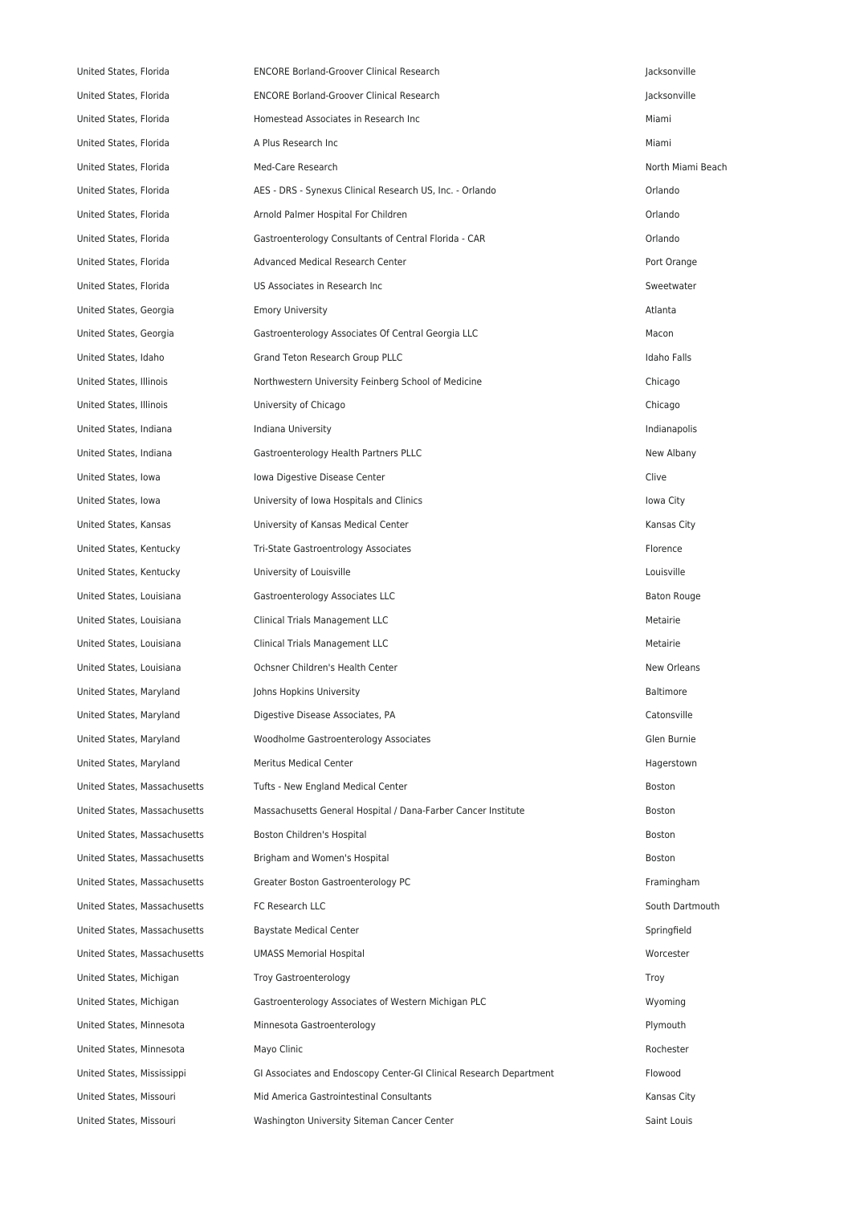| | | |
|---|---|---|
| United States, Florida | ENCORE Borland-Groover Clinical Research | Jacksonville |
| United States, Florida | ENCORE Borland-Groover Clinical Research | Jacksonville |
| United States, Florida | Homestead Associates in Research Inc | Miami |
| United States, Florida | A Plus Research Inc | Miami |
| United States, Florida | Med-Care Research | North Miami Beach |
| United States, Florida | AES - DRS - Synexus Clinical Research US, Inc. - Orlando | Orlando |
| United States, Florida | Arnold Palmer Hospital For Children | Orlando |
| United States, Florida | Gastroenterology Consultants of Central Florida - CAR | Orlando |
| United States, Florida | Advanced Medical Research Center | Port Orange |
| United States, Florida | US Associates in Research Inc | Sweetwater |
| United States, Georgia | Emory University | Atlanta |
| United States, Georgia | Gastroenterology Associates Of Central Georgia LLC | Macon |
| United States, Idaho | Grand Teton Research Group PLLC | Idaho Falls |
| United States, Illinois | Northwestern University Feinberg School of Medicine | Chicago |
| United States, Illinois | University of Chicago | Chicago |
| United States, Indiana | Indiana University | Indianapolis |
| United States, Indiana | Gastroenterology Health Partners PLLC | New Albany |
| United States, Iowa | Iowa Digestive Disease Center | Clive |
| United States, Iowa | University of Iowa Hospitals and Clinics | Iowa City |
| United States, Kansas | University of Kansas Medical Center | Kansas City |
| United States, Kentucky | Tri-State Gastroentrology Associates | Florence |
| United States, Kentucky | University of Louisville | Louisville |
| United States, Louisiana | Gastroenterology Associates LLC | Baton Rouge |
| United States, Louisiana | Clinical Trials Management LLC | Metairie |
| United States, Louisiana | Clinical Trials Management LLC | Metairie |
| United States, Louisiana | Ochsner Children's Health Center | New Orleans |
| United States, Maryland | Johns Hopkins University | Baltimore |
| United States, Maryland | Digestive Disease Associates, PA | Catonsville |
| United States, Maryland | Woodholme Gastroenterology Associates | Glen Burnie |
| United States, Maryland | Meritus Medical Center | Hagerstown |
| United States, Massachusetts | Tufts - New England Medical Center | Boston |
| United States, Massachusetts | Massachusetts General Hospital / Dana-Farber Cancer Institute | Boston |
| United States, Massachusetts | Boston Children's Hospital | Boston |
| United States, Massachusetts | Brigham and Women's Hospital | Boston |
| United States, Massachusetts | Greater Boston Gastroenterology PC | Framingham |
| United States, Massachusetts | FC Research LLC | South Dartmouth |
| United States, Massachusetts | Baystate Medical Center | Springfield |
| United States, Massachusetts | UMASS Memorial Hospital | Worcester |
| United States, Michigan | Troy Gastroenterology | Troy |
| United States, Michigan | Gastroenterology Associates of Western Michigan PLC | Wyoming |
| United States, Minnesota | Minnesota Gastroenterology | Plymouth |
| United States, Minnesota | Mayo Clinic | Rochester |
| United States, Mississippi | GI Associates and Endoscopy Center-GI Clinical Research Department | Flowood |
| United States, Missouri | Mid America Gastrointestinal Consultants | Kansas City |
| United States, Missouri | Washington University Siteman Cancer Center | Saint Louis |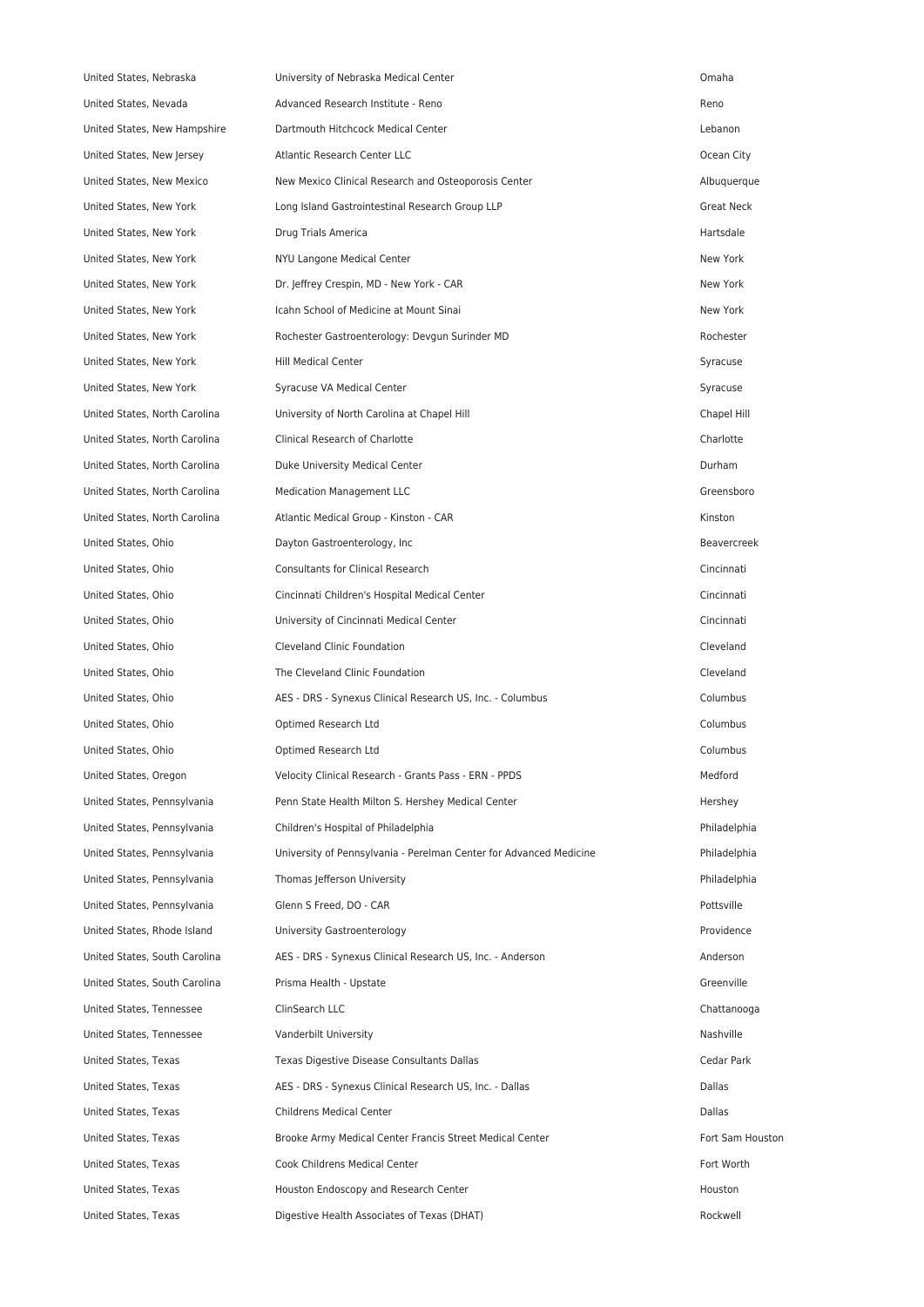| | | |
|---|---|---|
| United States, Nebraska | University of Nebraska Medical Center | Omaha |
| United States, Nevada | Advanced Research Institute - Reno | Reno |
| United States, New Hampshire | Dartmouth Hitchcock Medical Center | Lebanon |
| United States, New Jersey | Atlantic Research Center LLC | Ocean City |
| United States, New Mexico | New Mexico Clinical Research and Osteoporosis Center | Albuquerque |
| United States, New York | Long Island Gastrointestinal Research Group LLP | Great Neck |
| United States, New York | Drug Trials America | Hartsdale |
| United States, New York | NYU Langone Medical Center | New York |
| United States, New York | Dr. Jeffrey Crespin, MD - New York - CAR | New York |
| United States, New York | Icahn School of Medicine at Mount Sinai | New York |
| United States, New York | Rochester Gastroenterology: Devgun Surinder MD | Rochester |
| United States, New York | Hill Medical Center | Syracuse |
| United States, New York | Syracuse VA Medical Center | Syracuse |
| United States, North Carolina | University of North Carolina at Chapel Hill | Chapel Hill |
| United States, North Carolina | Clinical Research of Charlotte | Charlotte |
| United States, North Carolina | Duke University Medical Center | Durham |
| United States, North Carolina | Medication Management LLC | Greensboro |
| United States, North Carolina | Atlantic Medical Group - Kinston - CAR | Kinston |
| United States, Ohio | Dayton Gastroenterology, Inc | Beavercreek |
| United States, Ohio | Consultants for Clinical Research | Cincinnati |
| United States, Ohio | Cincinnati Children's Hospital Medical Center | Cincinnati |
| United States, Ohio | University of Cincinnati Medical Center | Cincinnati |
| United States, Ohio | Cleveland Clinic Foundation | Cleveland |
| United States, Ohio | The Cleveland Clinic Foundation | Cleveland |
| United States, Ohio | AES - DRS - Synexus Clinical Research US, Inc. - Columbus | Columbus |
| United States, Ohio | Optimed Research Ltd | Columbus |
| United States, Ohio | Optimed Research Ltd | Columbus |
| United States, Oregon | Velocity Clinical Research - Grants Pass - ERN - PPDS | Medford |
| United States, Pennsylvania | Penn State Health Milton S. Hershey Medical Center | Hershey |
| United States, Pennsylvania | Children's Hospital of Philadelphia | Philadelphia |
| United States, Pennsylvania | University of Pennsylvania - Perelman Center for Advanced Medicine | Philadelphia |
| United States, Pennsylvania | Thomas Jefferson University | Philadelphia |
| United States, Pennsylvania | Glenn S Freed, DO - CAR | Pottsville |
| United States, Rhode Island | University Gastroenterology | Providence |
| United States, South Carolina | AES - DRS - Synexus Clinical Research US, Inc. - Anderson | Anderson |
| United States, South Carolina | Prisma Health - Upstate | Greenville |
| United States, Tennessee | ClinSearch LLC | Chattanooga |
| United States, Tennessee | Vanderbilt University | Nashville |
| United States, Texas | Texas Digestive Disease Consultants Dallas | Cedar Park |
| United States, Texas | AES - DRS - Synexus Clinical Research US, Inc. - Dallas | Dallas |
| United States, Texas | Childrens Medical Center | Dallas |
| United States, Texas | Brooke Army Medical Center Francis Street Medical Center | Fort Sam Houston |
| United States, Texas | Cook Childrens Medical Center | Fort Worth |
| United States, Texas | Houston Endoscopy and Research Center | Houston |
| United States, Texas | Digestive Health Associates of Texas (DHAT) | Rockwell |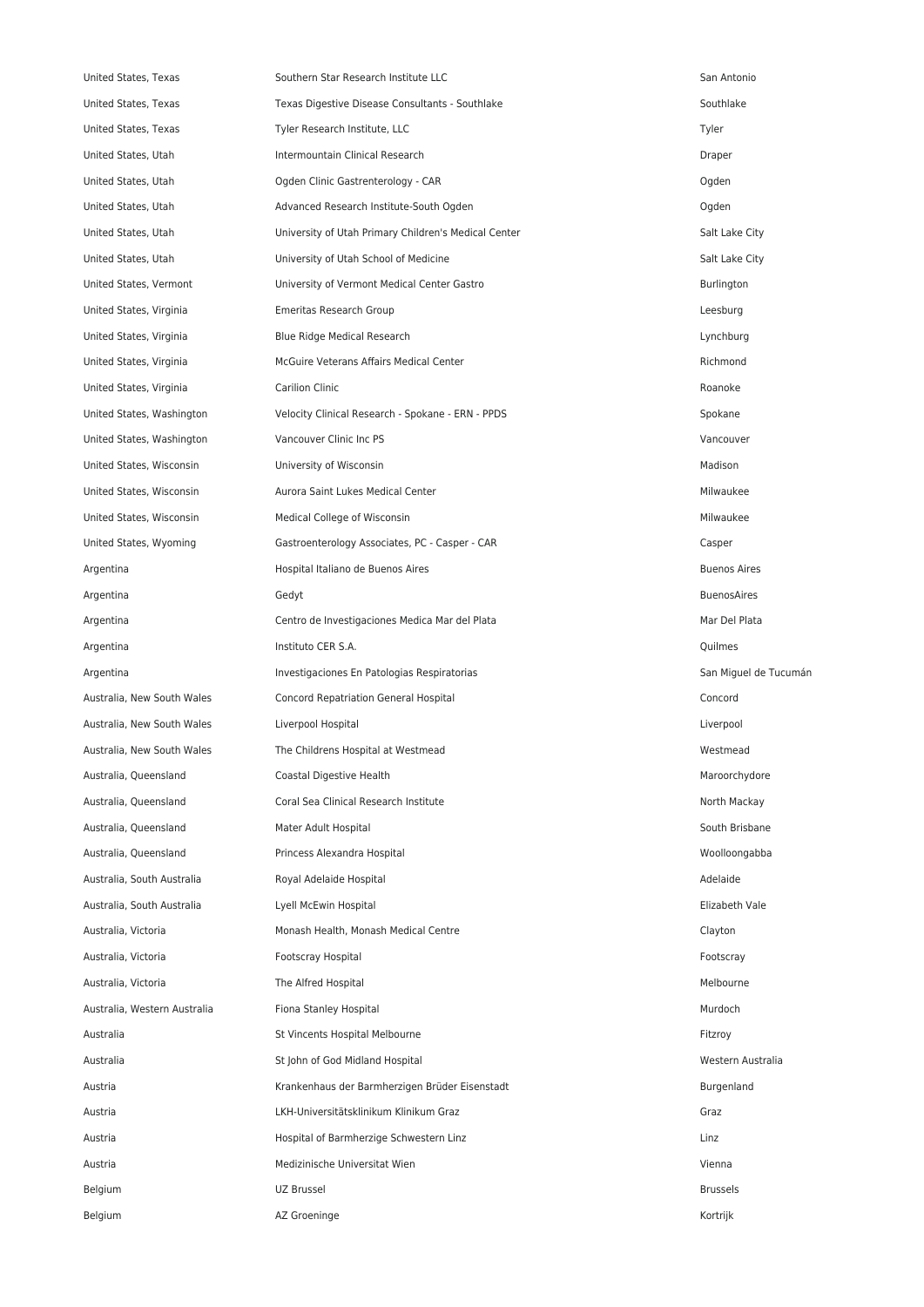| | | |
|---|---|---|
| United States, Texas | Southern Star Research Institute LLC | San Antonio |
| United States, Texas | Texas Digestive Disease Consultants - Southlake | Southlake |
| United States, Texas | Tyler Research Institute, LLC | Tyler |
| United States, Utah | Intermountain Clinical Research | Draper |
| United States, Utah | Ogden Clinic Gastrenterology - CAR | Ogden |
| United States, Utah | Advanced Research Institute-South Ogden | Ogden |
| United States, Utah | University of Utah Primary Children's Medical Center | Salt Lake City |
| United States, Utah | University of Utah School of Medicine | Salt Lake City |
| United States, Vermont | University of Vermont Medical Center Gastro | Burlington |
| United States, Virginia | Emeritas Research Group | Leesburg |
| United States, Virginia | Blue Ridge Medical Research | Lynchburg |
| United States, Virginia | McGuire Veterans Affairs Medical Center | Richmond |
| United States, Virginia | Carilion Clinic | Roanoke |
| United States, Washington | Velocity Clinical Research - Spokane - ERN - PPDS | Spokane |
| United States, Washington | Vancouver Clinic Inc PS | Vancouver |
| United States, Wisconsin | University of Wisconsin | Madison |
| United States, Wisconsin | Aurora Saint Lukes Medical Center | Milwaukee |
| United States, Wisconsin | Medical College of Wisconsin | Milwaukee |
| United States, Wyoming | Gastroenterology Associates, PC - Casper - CAR | Casper |
| Argentina | Hospital Italiano de Buenos Aires | Buenos Aires |
| Argentina | Gedyt | BuenosAires |
| Argentina | Centro de Investigaciones Medica Mar del Plata | Mar Del Plata |
| Argentina | Instituto CER S.A. | Quilmes |
| Argentina | Investigaciones En Patologias Respiratorias | San Miguel de Tucumán |
| Australia, New South Wales | Concord Repatriation General Hospital | Concord |
| Australia, New South Wales | Liverpool Hospital | Liverpool |
| Australia, New South Wales | The Childrens Hospital at Westmead | Westmead |
| Australia, Queensland | Coastal Digestive Health | Maroorchydore |
| Australia, Queensland | Coral Sea Clinical Research Institute | North Mackay |
| Australia, Queensland | Mater Adult Hospital | South Brisbane |
| Australia, Queensland | Princess Alexandra Hospital | Woolloongabba |
| Australia, South Australia | Royal Adelaide Hospital | Adelaide |
| Australia, South Australia | Lyell McEwin Hospital | Elizabeth Vale |
| Australia, Victoria | Monash Health, Monash Medical Centre | Clayton |
| Australia, Victoria | Footscray Hospital | Footscray |
| Australia, Victoria | The Alfred Hospital | Melbourne |
| Australia, Western Australia | Fiona Stanley Hospital | Murdoch |
| Australia | St Vincents Hospital Melbourne | Fitzroy |
| Australia | St John of God Midland Hospital | Western Australia |
| Austria | Krankenhaus der Barmherzigen Brüder Eisenstadt | Burgenland |
| Austria | LKH-Universitätsklinikum Klinikum Graz | Graz |
| Austria | Hospital of Barmherzige Schwestern Linz | Linz |
| Austria | Medizinische Universitat Wien | Vienna |
| Belgium | UZ Brussel | Brussels |
| Belgium | AZ Groeninge | Kortrijk |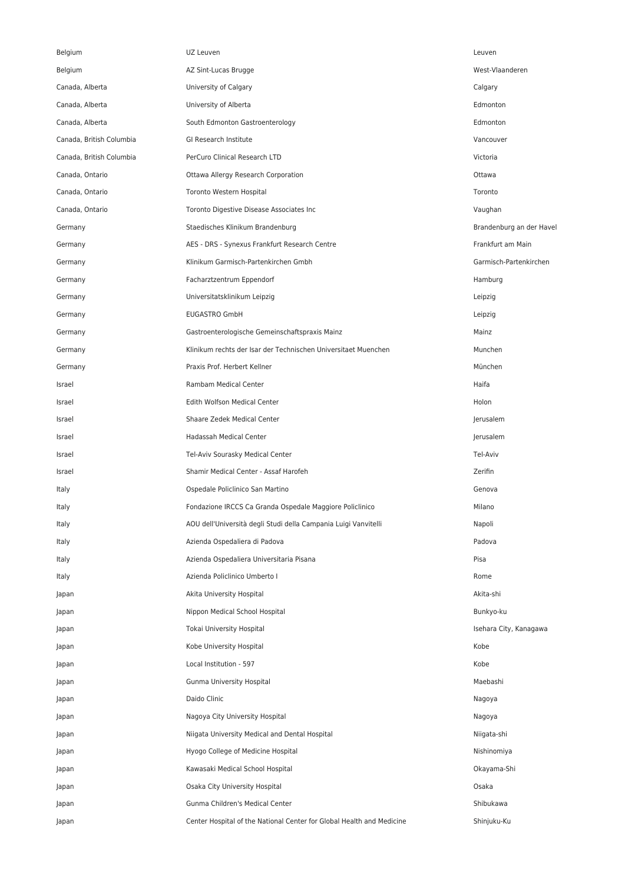| | | |
|---|---|---|
| Belgium | UZ Leuven | Leuven |
| Belgium | AZ Sint-Lucas Brugge | West-Vlaanderen |
| Canada, Alberta | University of Calgary | Calgary |
| Canada, Alberta | University of Alberta | Edmonton |
| Canada, Alberta | South Edmonton Gastroenterology | Edmonton |
| Canada, British Columbia | GI Research Institute | Vancouver |
| Canada, British Columbia | PerCuro Clinical Research LTD | Victoria |
| Canada, Ontario | Ottawa Allergy Research Corporation | Ottawa |
| Canada, Ontario | Toronto Western Hospital | Toronto |
| Canada, Ontario | Toronto Digestive Disease Associates Inc | Vaughan |
| Germany | Staedisches Klinikum Brandenburg | Brandenburg an der Havel |
| Germany | AES - DRS - Synexus Frankfurt Research Centre | Frankfurt am Main |
| Germany | Klinikum Garmisch-Partenkirchen Gmbh | Garmisch-Partenkirchen |
| Germany | Facharztzentrum Eppendorf | Hamburg |
| Germany | Universitatsklinikum Leipzig | Leipzig |
| Germany | EUGASTRO GmbH | Leipzig |
| Germany | Gastroenterologische Gemeinschaftspraxis Mainz | Mainz |
| Germany | Klinikum rechts der Isar der Technischen Universitaet Muenchen | Munchen |
| Germany | Praxis Prof. Herbert Kellner | München |
| Israel | Rambam Medical Center | Haifa |
| Israel | Edith Wolfson Medical Center | Holon |
| Israel | Shaare Zedek Medical Center | Jerusalem |
| Israel | Hadassah Medical Center | Jerusalem |
| Israel | Tel-Aviv Sourasky Medical Center | Tel-Aviv |
| Israel | Shamir Medical Center - Assaf Harofeh | Zerifin |
| Italy | Ospedale Policlinico San Martino | Genova |
| Italy | Fondazione IRCCS Ca Granda Ospedale Maggiore Policlinico | Milano |
| Italy | AOU dell'Università degli Studi della Campania Luigi Vanvitelli | Napoli |
| Italy | Azienda Ospedaliera di Padova | Padova |
| Italy | Azienda Ospedaliera Universitaria Pisana | Pisa |
| Italy | Azienda Policlinico Umberto I | Rome |
| Japan | Akita University Hospital | Akita-shi |
| Japan | Nippon Medical School Hospital | Bunkyo-ku |
| Japan | Tokai University Hospital | Isehara City, Kanagawa |
| Japan | Kobe University Hospital | Kobe |
| Japan | Local Institution - 597 | Kobe |
| Japan | Gunma University Hospital | Maebashi |
| Japan | Daido Clinic | Nagoya |
| Japan | Nagoya City University Hospital | Nagoya |
| Japan | Niigata University Medical and Dental Hospital | Niigata-shi |
| Japan | Hyogo College of Medicine Hospital | Nishinomiya |
| Japan | Kawasaki Medical School Hospital | Okayama-Shi |
| Japan | Osaka City University Hospital | Osaka |
| Japan | Gunma Children's Medical Center | Shibukawa |
| Japan | Center Hospital of the National Center for Global Health and Medicine | Shinjuku-Ku |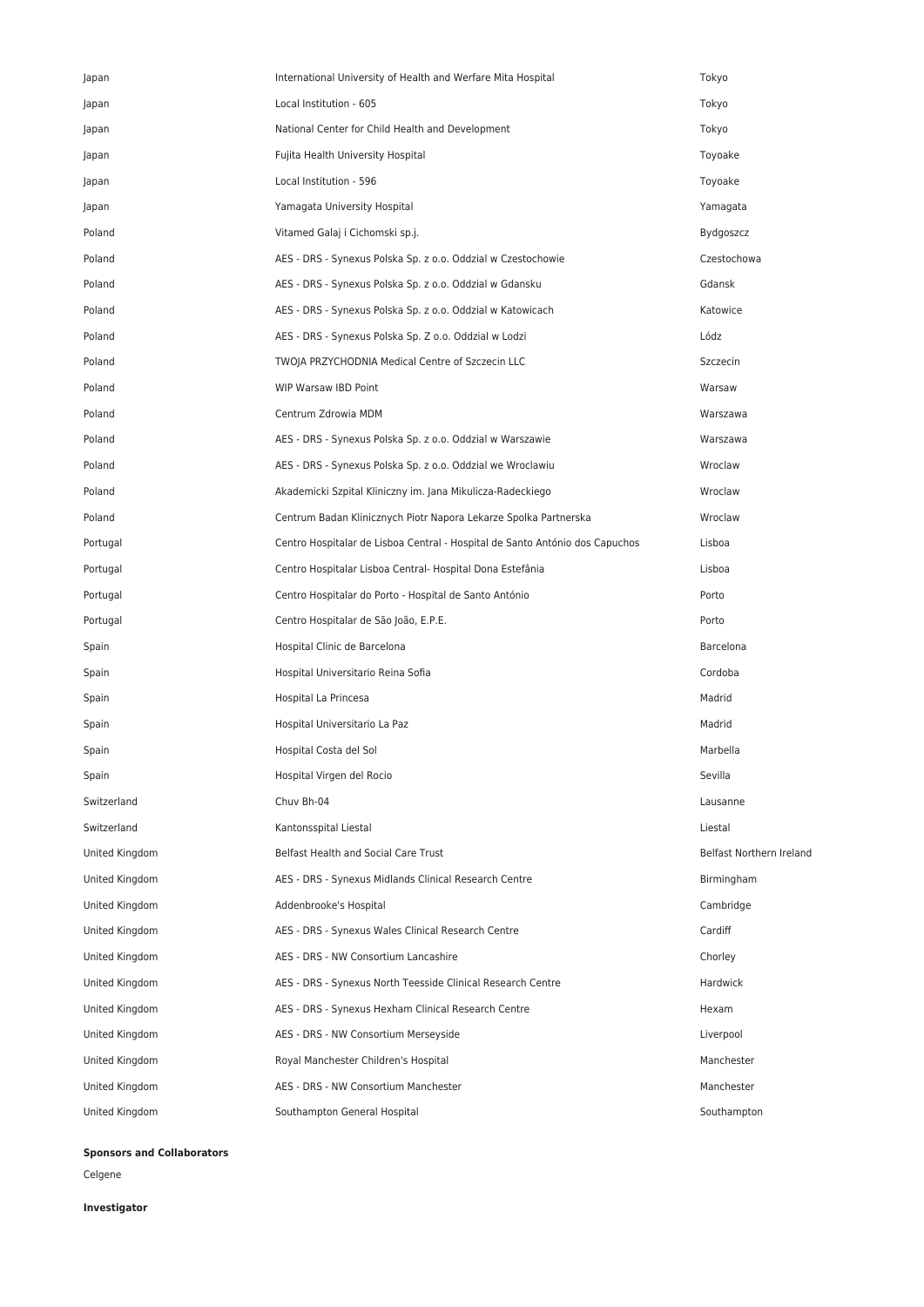| | | |
|---|---|---|
| Japan | International University of Health and Werfare Mita Hospital | Tokyo |
| Japan | Local Institution - 605 | Tokyo |
| Japan | National Center for Child Health and Development | Tokyo |
| Japan | Fujita Health University Hospital | Toyoake |
| Japan | Local Institution - 596 | Toyoake |
| Japan | Yamagata University Hospital | Yamagata |
| Poland | Vitamed Galaj i Cichomski sp.j. | Bydgoszcz |
| Poland | AES - DRS - Synexus Polska Sp. z o.o. Oddzial w Czestochowie | Czestochowa |
| Poland | AES - DRS - Synexus Polska Sp. z o.o. Oddzial w Gdansku | Gdansk |
| Poland | AES - DRS - Synexus Polska Sp. z o.o. Oddzial w Katowicach | Katowice |
| Poland | AES - DRS - Synexus Polska Sp. Z o.o. Oddzial w Lodzi | Lódz |
| Poland | TWOJA PRZYCHODNIA Medical Centre of Szczecin LLC | Szczecin |
| Poland | WIP Warsaw IBD Point | Warsaw |
| Poland | Centrum Zdrowia MDM | Warszawa |
| Poland | AES - DRS - Synexus Polska Sp. z o.o. Oddzial w Warszawie | Warszawa |
| Poland | AES - DRS - Synexus Polska Sp. z o.o. Oddzial we Wroclawiu | Wroclaw |
| Poland | Akademicki Szpital Kliniczny im. Jana Mikulicza-Radeckiego | Wroclaw |
| Poland | Centrum Badan Klinicznych Piotr Napora Lekarze Spolka Partnerska | Wroclaw |
| Portugal | Centro Hospitalar de Lisboa Central - Hospital de Santo António dos Capuchos | Lisboa |
| Portugal | Centro Hospitalar Lisboa Central- Hospital Dona Estefânia | Lisboa |
| Portugal | Centro Hospitalar do Porto - Hospital de Santo António | Porto |
| Portugal | Centro Hospitalar de São João, E.P.E. | Porto |
| Spain | Hospital Clinic de Barcelona | Barcelona |
| Spain | Hospital Universitario Reina Sofia | Cordoba |
| Spain | Hospital La Princesa | Madrid |
| Spain | Hospital Universitario La Paz | Madrid |
| Spain | Hospital Costa del Sol | Marbella |
| Spain | Hospital Virgen del Rocio | Sevilla |
| Switzerland | Chuv Bh-04 | Lausanne |
| Switzerland | Kantonsspital Liestal | Liestal |
| United Kingdom | Belfast Health and Social Care Trust | Belfast Northern Ireland |
| United Kingdom | AES - DRS - Synexus Midlands Clinical Research Centre | Birmingham |
| United Kingdom | Addenbrooke's Hospital | Cambridge |
| United Kingdom | AES - DRS - Synexus Wales Clinical Research Centre | Cardiff |
| United Kingdom | AES - DRS - NW Consortium Lancashire | Chorley |
| United Kingdom | AES - DRS - Synexus North Teesside Clinical Research Centre | Hardwick |
| United Kingdom | AES - DRS - Synexus Hexham Clinical Research Centre | Hexam |
| United Kingdom | AES - DRS - NW Consortium Merseyside | Liverpool |
| United Kingdom | Royal Manchester Children's Hospital | Manchester |
| United Kingdom | AES - DRS - NW Consortium Manchester | Manchester |
| United Kingdom | Southampton General Hospital | Southampton |

**Sponsors and Collaborators**

Celgene

**Investigator**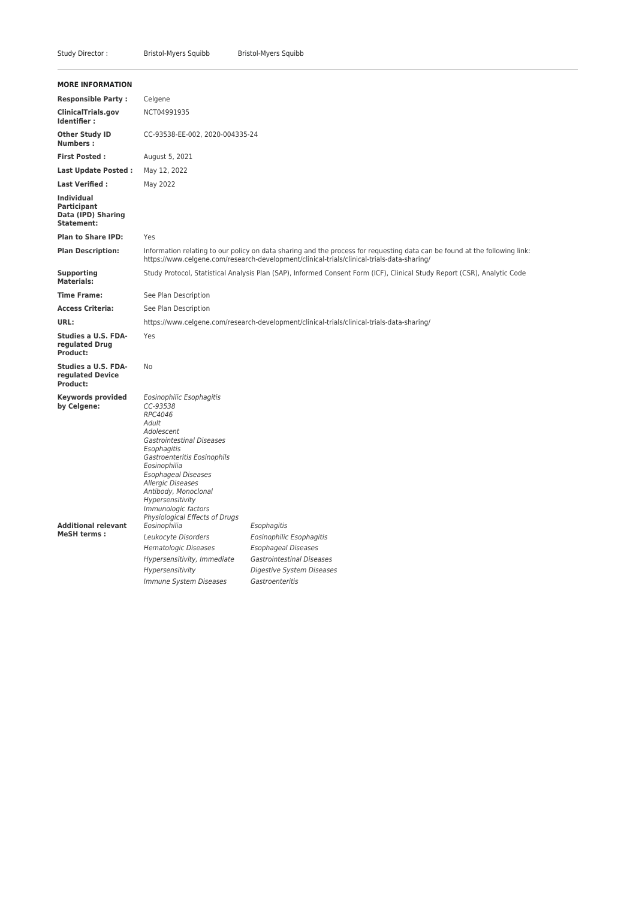| | | |
|---|---|---|
| Study Director : | Bristol-Myers Squibb | Bristol-Myers Squibb |

**MORE INFORMATION**

| | |
|---|---|
| **Responsible Party :** | Celgene |
| **ClinicalTrials.gov Identifier :** | NCT04991935 |
| **Other Study ID Numbers :** | CC-93538-EE-002, 2020-004335-24 |
| **First Posted :** | August 5, 2021 |
| **Last Update Posted :** | May 12, 2022 |
| **Last Verified :** | May 2022 |
| **Individual Participant Data (IPD) Sharing Statement:** | |
| **Plan to Share IPD:** | Yes |
| **Plan Description:** | Information relating to our policy on data sharing and the process for requesting data can be found at the following link: https://www.celgene.com/research-development/clinical-trials/clinical-trials-data-sharing/ |
| **Supporting Materials:** | Study Protocol, Statistical Analysis Plan (SAP), Informed Consent Form (ICF), Clinical Study Report (CSR), Analytic Code |
| **Time Frame:** | See Plan Description |
| **Access Criteria:** | See Plan Description |
| **URL:** | https://www.celgene.com/research-development/clinical-trials/clinical-trials-data-sharing/ |
| **Studies a U.S. FDA-regulated Drug Product:** | Yes |
| **Studies a U.S. FDA-regulated Device Product:** | No |
| **Keywords provided by Celgene:** | *Eosinophilic Esophagitis*<br>*CC-93538*<br>*RPC4046*<br>*Adult*<br>*Adolescent*<br>*Gastrointestinal Diseases*<br>*Esophagitis*<br>*Gastroenteritis Eosinophils*<br>*Eosinophilia*<br>*Esophageal Diseases*<br>*Allergic Diseases*<br>*Antibody, Monoclonal*<br>*Hypersensitivity*<br>*Immunologic factors*<br>*Physiological Effects of Drugs* |

| **Additional relevant MeSH terms :** | | |
|---|---|---|
| | *Eosinophilia* | *Esophagitis* |
| | *Leukocyte Disorders* | *Eosinophilic Esophagitis* |
| | *Hematologic Diseases* | *Esophageal Diseases* |
| | *Hypersensitivity, Immediate* | *Gastrointestinal Diseases* |
| | *Hypersensitivity* | *Digestive System Diseases* |
| | *Immune System Diseases* | *Gastroenteritis* |